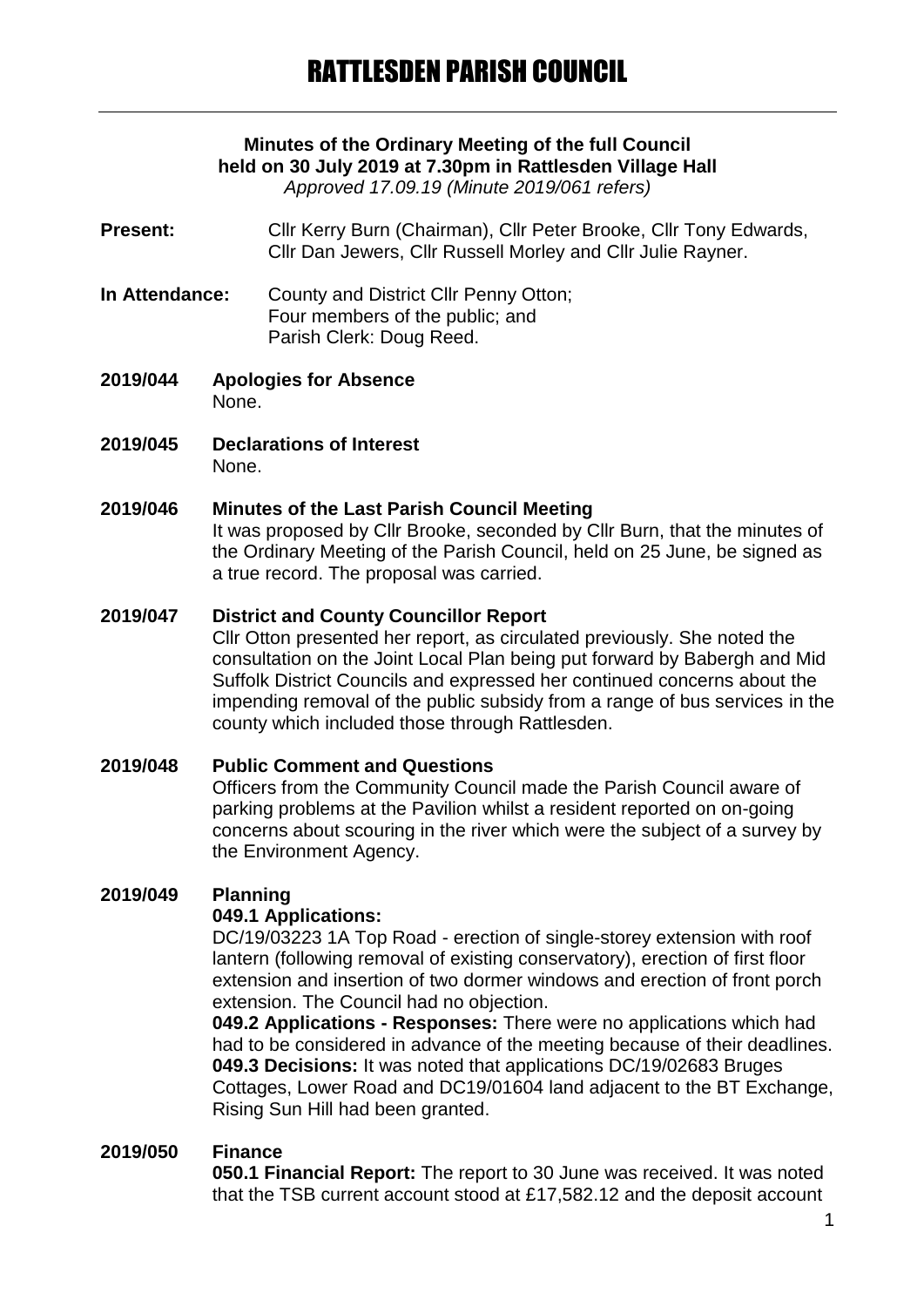# RATTLESDEN PARISH COUNCIL

**Minutes of the Ordinary Meeting of the full Council held on 30 July 2019 at 7.30pm in Rattlesden Village Hall**
*Approved 17.09.19 (Minute 2019/061 refers)*

**Present:** Cllr Kerry Burn (Chairman), Cllr Peter Brooke, Cllr Tony Edwards, Cllr Dan Jewers, Cllr Russell Morley and Cllr Julie Rayner.

**In Attendance:** County and District Cllr Penny Otton; Four members of the public; and Parish Clerk: Doug Reed.

**2019/044 Apologies for Absence**
None.

**2019/045 Declarations of Interest**
None.

**2019/046 Minutes of the Last Parish Council Meeting**
It was proposed by Cllr Brooke, seconded by Cllr Burn, that the minutes of the Ordinary Meeting of the Parish Council, held on 25 June, be signed as a true record. The proposal was carried.

**2019/047 District and County Councillor Report**
Cllr Otton presented her report, as circulated previously. She noted the consultation on the Joint Local Plan being put forward by Babergh and Mid Suffolk District Councils and expressed her continued concerns about the impending removal of the public subsidy from a range of bus services in the county which included those through Rattlesden.

**2019/048 Public Comment and Questions**
Officers from the Community Council made the Parish Council aware of parking problems at the Pavilion whilst a resident reported on on-going concerns about scouring in the river which were the subject of a survey by the Environment Agency.

**2019/049 Planning**
**049.1 Applications:**
DC/19/03223 1A Top Road - erection of single-storey extension with roof lantern (following removal of existing conservatory), erection of first floor extension and insertion of two dormer windows and erection of front porch extension. The Council had no objection.
**049.2 Applications - Responses:** There were no applications which had had to be considered in advance of the meeting because of their deadlines.
**049.3 Decisions:** It was noted that applications DC/19/02683 Bruges Cottages, Lower Road and DC19/01604 land adjacent to the BT Exchange, Rising Sun Hill had been granted.

**2019/050 Finance**
**050.1 Financial Report:** The report to 30 June was received. It was noted that the TSB current account stood at £17,582.12 and the deposit account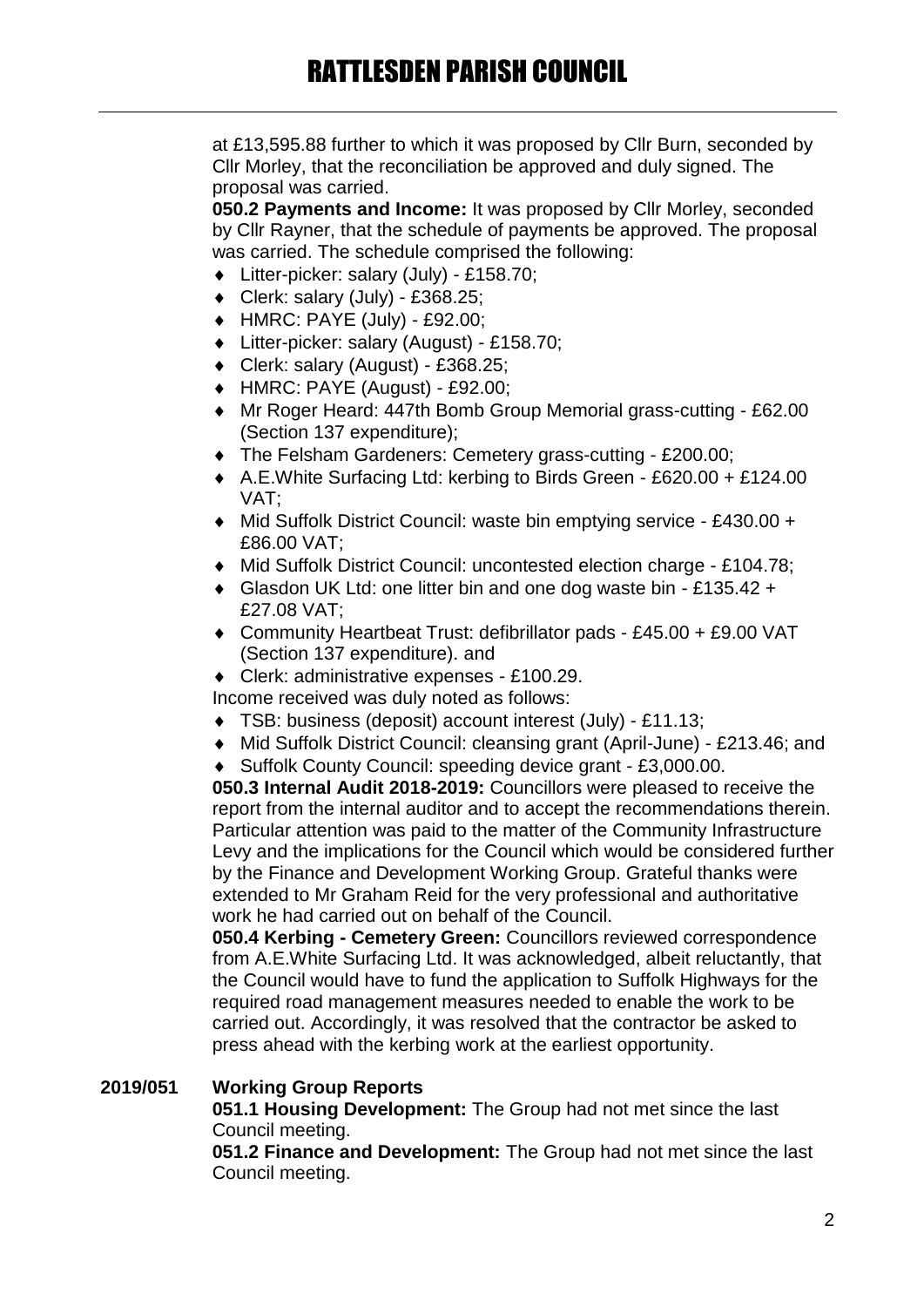at £13,595.88 further to which it was proposed by Cllr Burn, seconded by Cllr Morley, that the reconciliation be approved and duly signed. The proposal was carried.

**050.2 Payments and Income:** It was proposed by Cllr Morley, seconded by Cllr Rayner, that the schedule of payments be approved. The proposal was carried. The schedule comprised the following:

- Litter-picker: salary (July) - £158.70;
- Clerk: salary (July) - £368.25;
- HMRC: PAYE (July) - £92.00;
- Litter-picker: salary (August) - £158.70;
- Clerk: salary (August) - £368.25;
- HMRC: PAYE (August) - £92.00;
- Mr Roger Heard: 447th Bomb Group Memorial grass-cutting - £62.00 (Section 137 expenditure);
- The Felsham Gardeners: Cemetery grass-cutting - £200.00;
- A.E.White Surfacing Ltd: kerbing to Birds Green - £620.00 + £124.00 VAT;
- Mid Suffolk District Council: waste bin emptying service - £430.00 + £86.00 VAT;
- Mid Suffolk District Council: uncontested election charge - £104.78;
- Glasdon UK Ltd: one litter bin and one dog waste bin - £135.42 + £27.08 VAT;
- Community Heartbeat Trust: defibrillator pads - £45.00 + £9.00 VAT (Section 137 expenditure). and
- Clerk: administrative expenses - £100.29.

Income received was duly noted as follows:

- TSB: business (deposit) account interest (July) - £11.13;
- Mid Suffolk District Council: cleansing grant (April-June) - £213.46; and
- Suffolk County Council: speeding device grant - £3,000.00.

**050.3 Internal Audit 2018-2019:** Councillors were pleased to receive the report from the internal auditor and to accept the recommendations therein. Particular attention was paid to the matter of the Community Infrastructure Levy and the implications for the Council which would be considered further by the Finance and Development Working Group. Grateful thanks were extended to Mr Graham Reid for the very professional and authoritative work he had carried out on behalf of the Council.

**050.4 Kerbing - Cemetery Green:** Councillors reviewed correspondence from A.E.White Surfacing Ltd. It was acknowledged, albeit reluctantly, that the Council would have to fund the application to Suffolk Highways for the required road management measures needed to enable the work to be carried out. Accordingly, it was resolved that the contractor be asked to press ahead with the kerbing work at the earliest opportunity.

**2019/051 Working Group Reports**

**051.1 Housing Development:** The Group had not met since the last Council meeting.

**051.2 Finance and Development:** The Group had not met since the last Council meeting.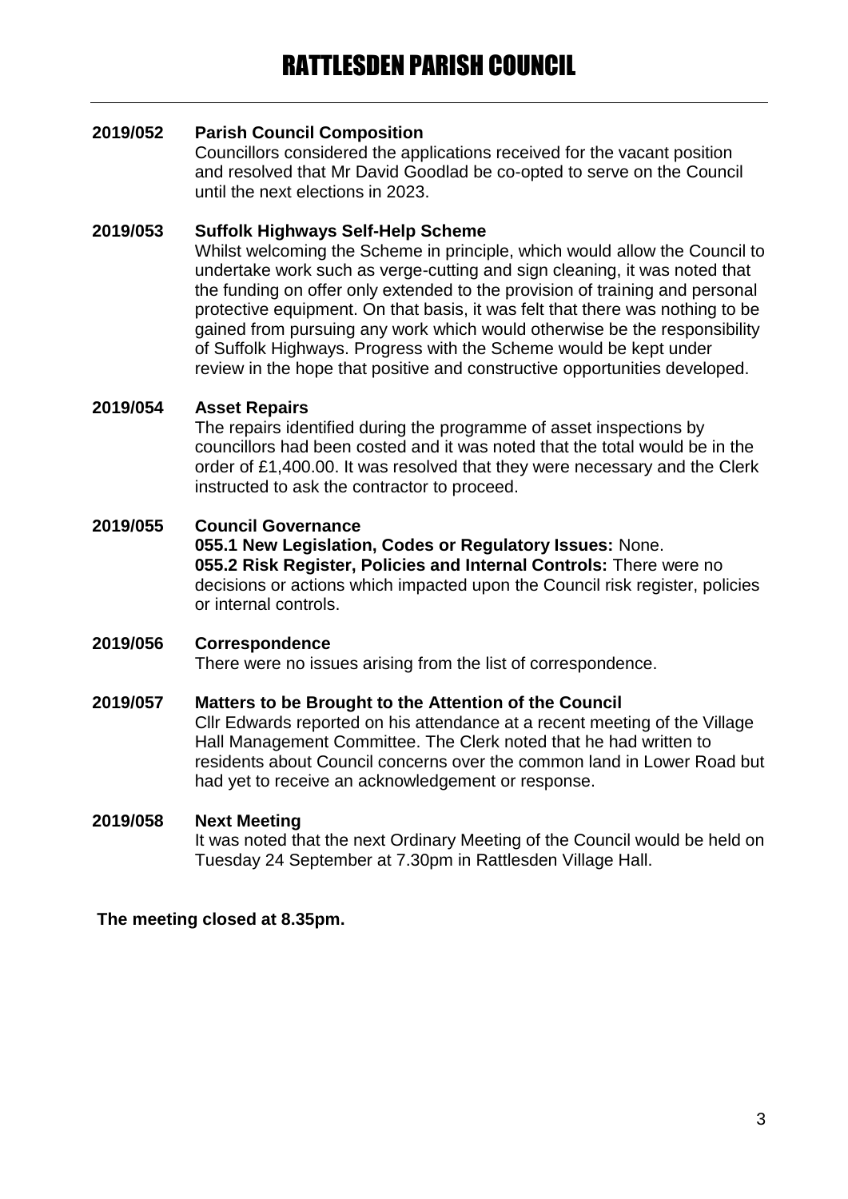**2019/052 Parish Council Composition**

Councillors considered the applications received for the vacant position and resolved that Mr David Goodlad be co-opted to serve on the Council until the next elections in 2023.

**2019/053 Suffolk Highways Self-Help Scheme**

Whilst welcoming the Scheme in principle, which would allow the Council to undertake work such as verge-cutting and sign cleaning, it was noted that the funding on offer only extended to the provision of training and personal protective equipment. On that basis, it was felt that there was nothing to be gained from pursuing any work which would otherwise be the responsibility of Suffolk Highways. Progress with the Scheme would be kept under review in the hope that positive and constructive opportunities developed.

**2019/054 Asset Repairs**

The repairs identified during the programme of asset inspections by councillors had been costed and it was noted that the total would be in the order of £1,400.00. It was resolved that they were necessary and the Clerk instructed to ask the contractor to proceed.

**2019/055 Council Governance**

**055.1 New Legislation, Codes or Regulatory Issues:** None.
**055.2 Risk Register, Policies and Internal Controls:** There were no decisions or actions which impacted upon the Council risk register, policies or internal controls.

**2019/056 Correspondence**

There were no issues arising from the list of correspondence.

**2019/057 Matters to be Brought to the Attention of the Council**

Cllr Edwards reported on his attendance at a recent meeting of the Village Hall Management Committee. The Clerk noted that he had written to residents about Council concerns over the common land in Lower Road but had yet to receive an acknowledgement or response.

**2019/058 Next Meeting**

It was noted that the next Ordinary Meeting of the Council would be held on Tuesday 24 September at 7.30pm in Rattlesden Village Hall.

**The meeting closed at 8.35pm.**